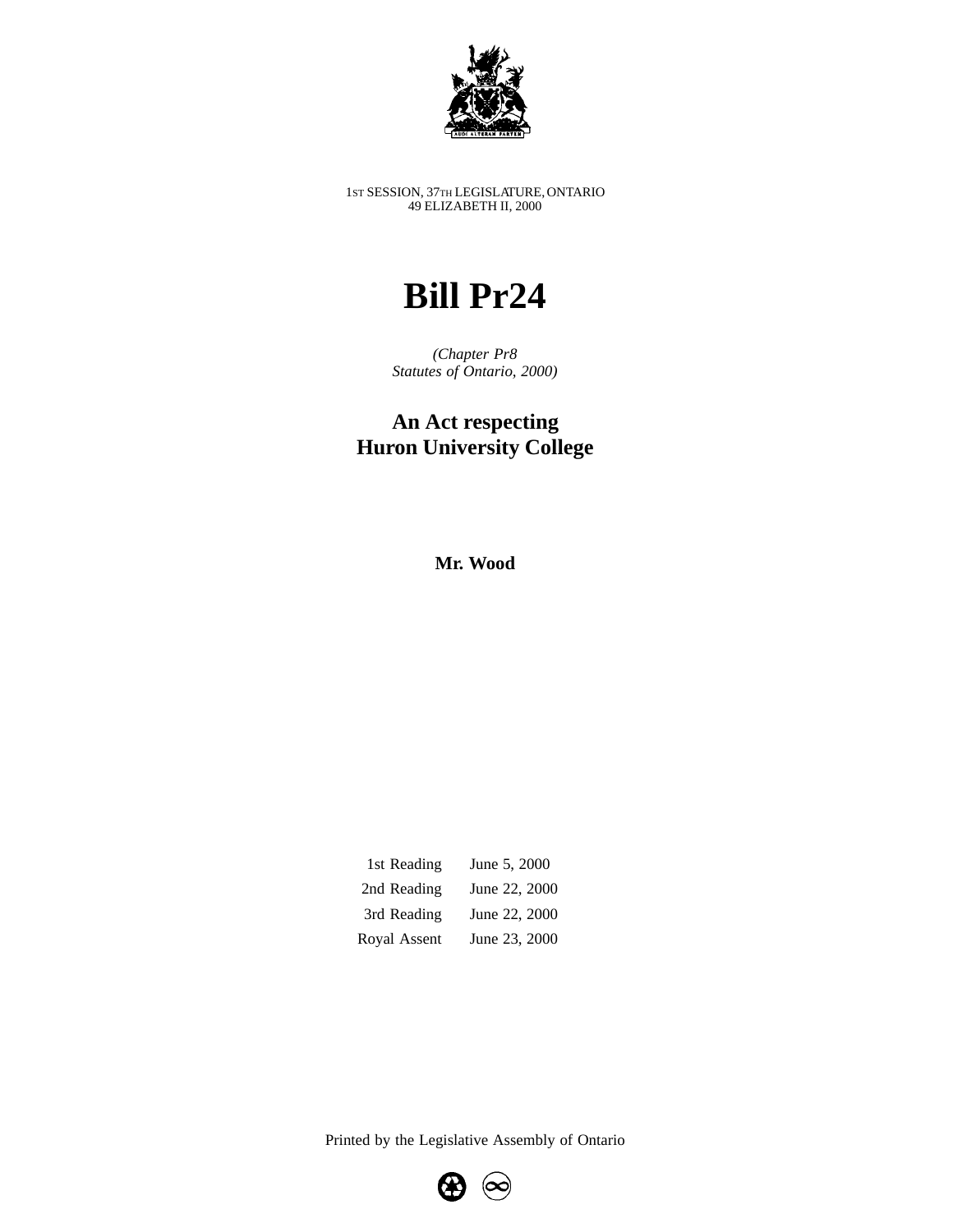1ST SESSION, 37TH LEGISLATURE, ONTARIO
49 ELIZABETH II, 2000

# Bill Pr24

*(Chapter Pr8*
*Statutes of Ontario, 2000)*

## An Act respecting Huron University College

**Mr. Wood**

| | |
|---|---|
| 1st Reading | June 5, 2000 |
| 2nd Reading | June 22, 2000 |
| 3rd Reading | June 22, 2000 |
| Royal Assent | June 23, 2000 |

Printed by the Legislative Assembly of Ontario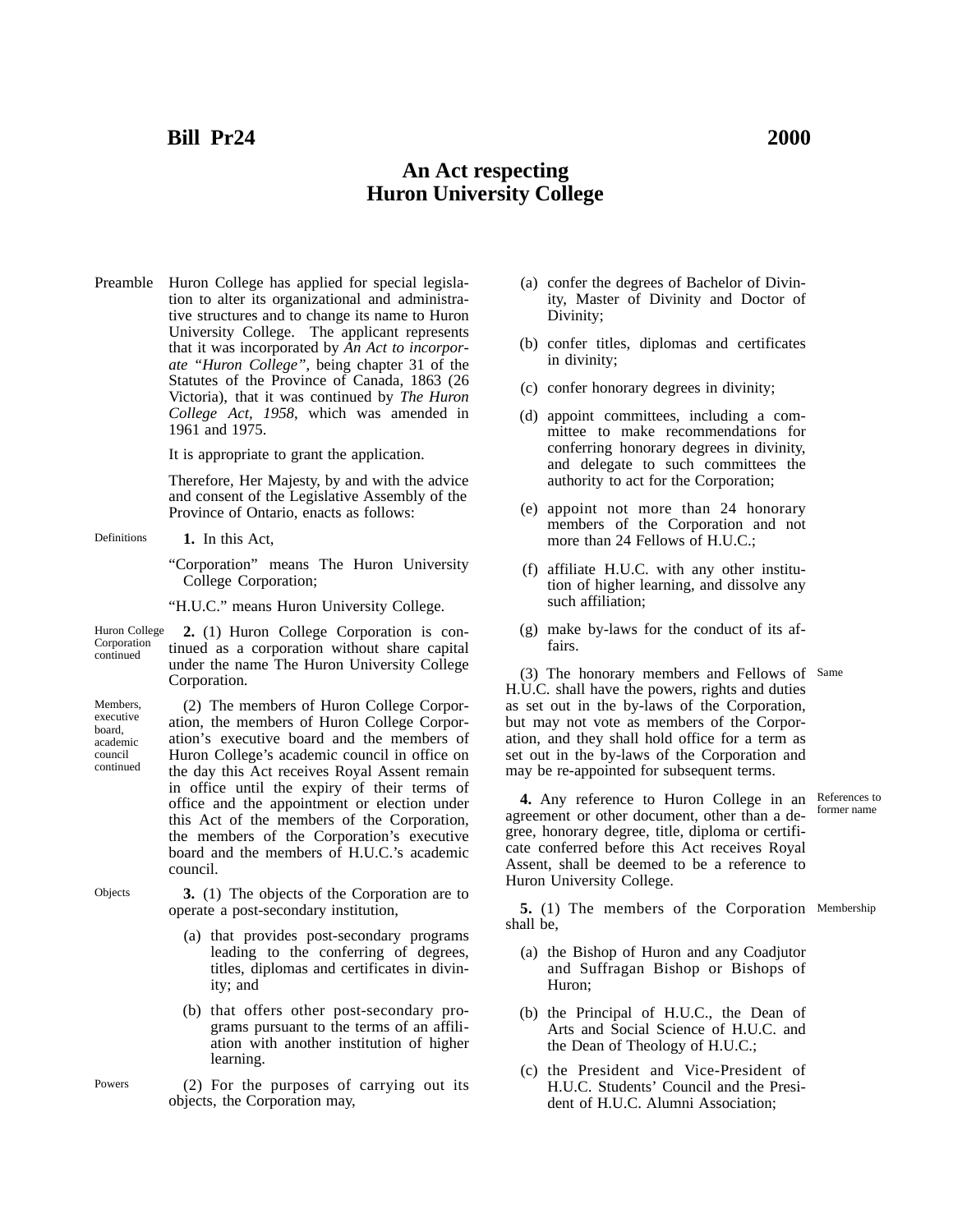**Bill Pr24** **2000**

# An Act respecting Huron University College

Preamble

Huron College has applied for special legislation to alter its organizational and administrative structures and to change its name to Huron University College. The applicant represents that it was incorporated by *An Act to incorporate "Huron College"*, being chapter 31 of the Statutes of the Province of Canada, 1863 (26 Victoria), that it was continued by *The Huron College Act, 1958*, which was amended in 1961 and 1975.

It is appropriate to grant the application.

Therefore, Her Majesty, by and with the advice and consent of the Legislative Assembly of the Province of Ontario, enacts as follows:

Definitions

**1.** In this Act,

"Corporation" means The Huron University College Corporation;

"H.U.C." means Huron University College.

Huron College Corporation continued

**2.** (1) Huron College Corporation is continued as a corporation without share capital under the name The Huron University College Corporation.

Members, executive board, academic council continued

(2) The members of Huron College Corporation, the members of Huron College Corporation's executive board and the members of Huron College's academic council in office on the day this Act receives Royal Assent remain in office until the expiry of their terms of office and the appointment or election under this Act of the members of the Corporation, the members of the Corporation's executive board and the members of H.U.C.'s academic council.

Objects

**3.** (1) The objects of the Corporation are to operate a post-secondary institution,

(a) that provides post-secondary programs leading to the conferring of degrees, titles, diplomas and certificates in divinity; and

(b) that offers other post-secondary programs pursuant to the terms of an affiliation with another institution of higher learning.

Powers

(2) For the purposes of carrying out its objects, the Corporation may,

(a) confer the degrees of Bachelor of Divinity, Master of Divinity and Doctor of Divinity;

(b) confer titles, diplomas and certificates in divinity;

(c) confer honorary degrees in divinity;

(d) appoint committees, including a committee to make recommendations for conferring honorary degrees in divinity, and delegate to such committees the authority to act for the Corporation;

(e) appoint not more than 24 honorary members of the Corporation and not more than 24 Fellows of H.U.C.;

(f) affiliate H.U.C. with any other institution of higher learning, and dissolve any such affiliation;

(g) make by-laws for the conduct of its affairs.

Same

(3) The honorary members and Fellows of H.U.C. shall have the powers, rights and duties as set out in the by-laws of the Corporation, but may not vote as members of the Corporation, and they shall hold office for a term as set out in the by-laws of the Corporation and may be re-appointed for subsequent terms.

References to former name

**4.** Any reference to Huron College in an agreement or other document, other than a degree, honorary degree, title, diploma or certificate conferred before this Act receives Royal Assent, shall be deemed to be a reference to Huron University College.

Membership

**5.** (1) The members of the Corporation shall be,

(a) the Bishop of Huron and any Coadjutor and Suffragan Bishop or Bishops of Huron;

(b) the Principal of H.U.C., the Dean of Arts and Social Science of H.U.C. and the Dean of Theology of H.U.C.;

(c) the President and Vice-President of H.U.C. Students' Council and the President of H.U.C. Alumni Association;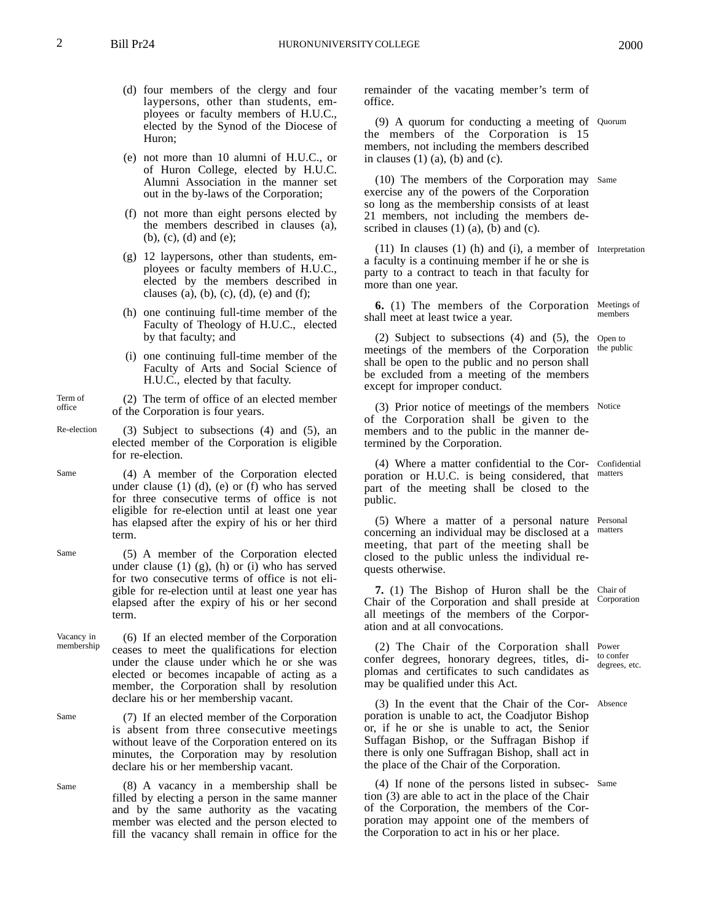(d) four members of the clergy and four laypersons, other than students, employees or faculty members of H.U.C., elected by the Synod of the Diocese of Huron;

(e) not more than 10 alumni of H.U.C., or of Huron College, elected by H.U.C. Alumni Association in the manner set out in the by-laws of the Corporation;

(f) not more than eight persons elected by the members described in clauses (a), (b), (c), (d) and (e);

(g) 12 laypersons, other than students, employees or faculty members of H.U.C., elected by the members described in clauses (a), (b), (c), (d), (e) and (f);

(h) one continuing full-time member of the Faculty of Theology of H.U.C., elected by that faculty; and

(i) one continuing full-time member of the Faculty of Arts and Social Science of H.U.C., elected by that faculty.

Term of office

(2) The term of office of an elected member of the Corporation is four years.

Re-election

(3) Subject to subsections (4) and (5), an elected member of the Corporation is eligible for re-election.

Same

(4) A member of the Corporation elected under clause (1) (d), (e) or (f) who has served for three consecutive terms of office is not eligible for re-election until at least one year has elapsed after the expiry of his or her third term.

Same

(5) A member of the Corporation elected under clause (1) (g), (h) or (i) who has served for two consecutive terms of office is not eligible for re-election until at least one year has elapsed after the expiry of his or her second term.

Vacancy in membership

(6) If an elected member of the Corporation ceases to meet the qualifications for election under the clause under which he or she was elected or becomes incapable of acting as a member, the Corporation shall by resolution declare his or her membership vacant.

Same

(7) If an elected member of the Corporation is absent from three consecutive meetings without leave of the Corporation entered on its minutes, the Corporation may by resolution declare his or her membership vacant.

Same

(8) A vacancy in a membership shall be filled by electing a person in the same manner and by the same authority as the vacating member was elected and the person elected to fill the vacancy shall remain in office for the remainder of the vacating member's term of office.

Quorum

(9) A quorum for conducting a meeting of the members of the Corporation is 15 members, not including the members described in clauses (1) (a), (b) and (c).

Same

(10) The members of the Corporation may exercise any of the powers of the Corporation so long as the membership consists of at least 21 members, not including the members described in clauses (1) (a), (b) and (c).

Interpretation

(11) In clauses (1) (h) and (i), a member of a faculty is a continuing member if he or she is party to a contract to teach in that faculty for more than one year.

Meetings of members

**6.** (1) The members of the Corporation shall meet at least twice a year.

Open to the public

(2) Subject to subsections (4) and (5), the meetings of the members of the Corporation shall be open to the public and no person shall be excluded from a meeting of the members except for improper conduct.

Notice

(3) Prior notice of meetings of the members of the Corporation shall be given to the members and to the public in the manner determined by the Corporation.

Confidential matters

(4) Where a matter confidential to the Corporation or H.U.C. is being considered, that part of the meeting shall be closed to the public.

Personal matters

(5) Where a matter of a personal nature concerning an individual may be disclosed at a meeting, that part of the meeting shall be closed to the public unless the individual requests otherwise.

Chair of Corporation

**7.** (1) The Bishop of Huron shall be the Chair of the Corporation and shall preside at all meetings of the members of the Corporation and at all convocations.

Power to confer degrees, etc.

(2) The Chair of the Corporation shall confer degrees, honorary degrees, titles, diplomas and certificates to such candidates as may be qualified under this Act.

Absence

(3) In the event that the Chair of the Corporation is unable to act, the Coadjutor Bishop or, if he or she is unable to act, the Senior Suffagan Bishop, or the Suffragan Bishop if there is only one Suffragan Bishop, shall act in the place of the Chair of the Corporation.

Same

(4) If none of the persons listed in subsection (3) are able to act in the place of the Chair of the Corporation, the members of the Corporation may appoint one of the members of the Corporation to act in his or her place.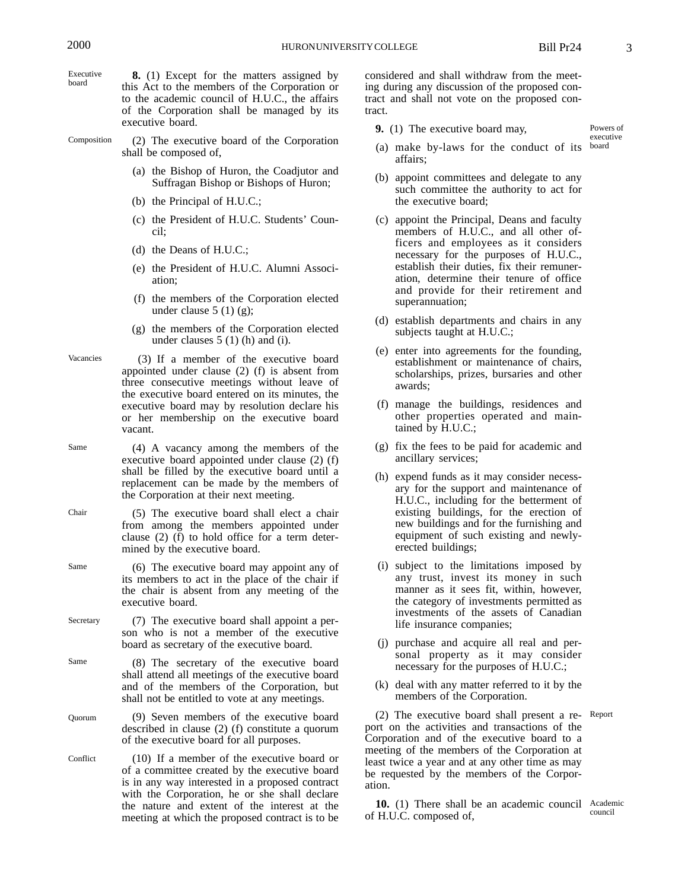Executive board

**8.** (1) Except for the matters assigned by this Act to the members of the Corporation or to the academic council of H.U.C., the affairs of the Corporation shall be managed by its executive board.

Composition

(2) The executive board of the Corporation shall be composed of,

- (a) the Bishop of Huron, the Coadjutor and Suffragan Bishop or Bishops of Huron;
- (b) the Principal of H.U.C.;
- (c) the President of H.U.C. Students' Council;
- (d) the Deans of H.U.C.;
- (e) the President of H.U.C. Alumni Association;
- (f) the members of the Corporation elected under clause 5 (1) (g);
- (g) the members of the Corporation elected under clauses 5 (1) (h) and (i).

Vacancies

(3) If a member of the executive board appointed under clause (2) (f) is absent from three consecutive meetings without leave of the executive board entered on its minutes, the executive board may by resolution declare his or her membership on the executive board vacant.

Same

(4) A vacancy among the members of the executive board appointed under clause (2) (f) shall be filled by the executive board until a replacement can be made by the members of the Corporation at their next meeting.

Chair

(5) The executive board shall elect a chair from among the members appointed under clause (2) (f) to hold office for a term determined by the executive board.

Same

(6) The executive board may appoint any of its members to act in the place of the chair if the chair is absent from any meeting of the executive board.

Secretary

(7) The executive board shall appoint a person who is not a member of the executive board as secretary of the executive board.

Same

(8) The secretary of the executive board shall attend all meetings of the executive board and of the members of the Corporation, but shall not be entitled to vote at any meetings.

Quorum

(9) Seven members of the executive board described in clause (2) (f) constitute a quorum of the executive board for all purposes.

Conflict

(10) If a member of the executive board or of a committee created by the executive board is in any way interested in a proposed contract with the Corporation, he or she shall declare the nature and extent of the interest at the meeting at which the proposed contract is to be considered and shall withdraw from the meeting during any discussion of the proposed contract and shall not vote on the proposed contract.

Powers of executive board

**9.** (1) The executive board may,

- (a) make by-laws for the conduct of its affairs;
- (b) appoint committees and delegate to any such committee the authority to act for the executive board;
- (c) appoint the Principal, Deans and faculty members of H.U.C., and all other officers and employees as it considers necessary for the purposes of H.U.C., establish their duties, fix their remuneration, determine their tenure of office and provide for their retirement and superannuation;
- (d) establish departments and chairs in any subjects taught at H.U.C.;
- (e) enter into agreements for the founding, establishment or maintenance of chairs, scholarships, prizes, bursaries and other awards;
- (f) manage the buildings, residences and other properties operated and maintained by H.U.C.;
- (g) fix the fees to be paid for academic and ancillary services;
- (h) expend funds as it may consider necessary for the support and maintenance of H.U.C., including for the betterment of existing buildings, for the erection of new buildings and for the furnishing and equipment of such existing and newly-erected buildings;
- (i) subject to the limitations imposed by any trust, invest its money in such manner as it sees fit, within, however, the category of investments permitted as investments of the assets of Canadian life insurance companies;
- (j) purchase and acquire all real and personal property as it may consider necessary for the purposes of H.U.C.;
- (k) deal with any matter referred to it by the members of the Corporation.

Report

(2) The executive board shall present a report on the activities and transactions of the Corporation and of the executive board to a meeting of the members of the Corporation at least twice a year and at any other time as may be requested by the members of the Corporation.

Academic council

**10.** (1) There shall be an academic council of H.U.C. composed of,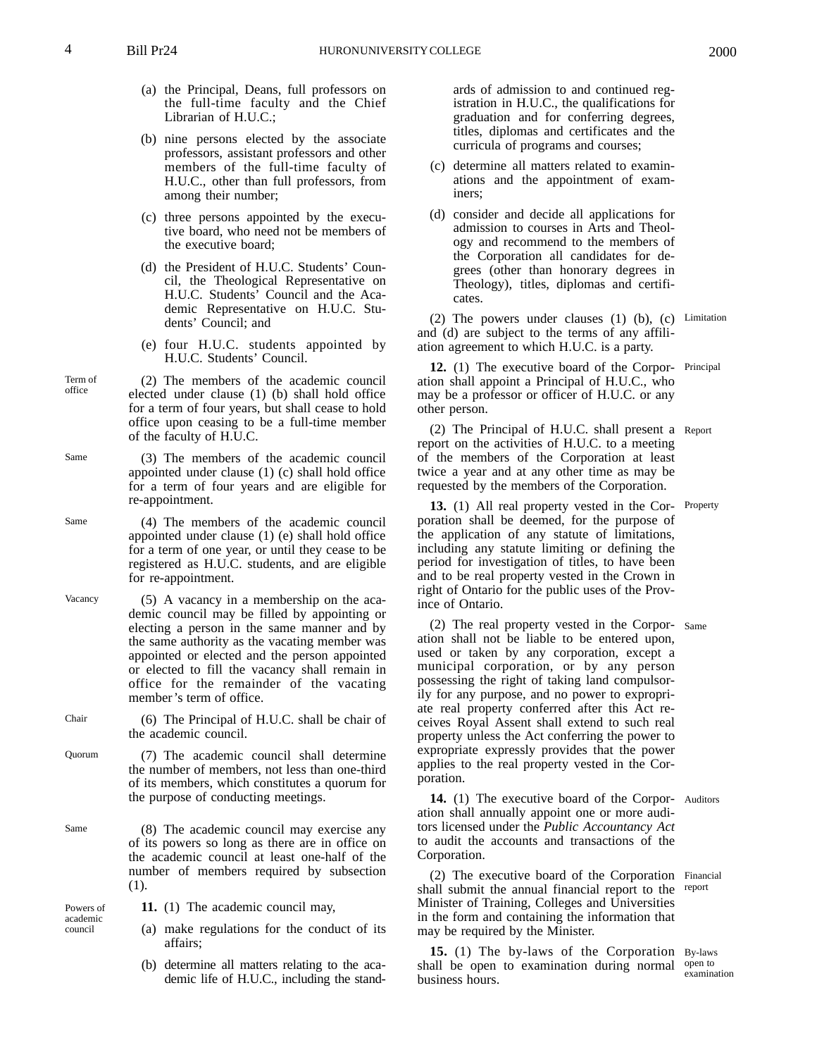(a) the Principal, Deans, full professors on the full-time faculty and the Chief Librarian of H.U.C.;

(b) nine persons elected by the associate professors, assistant professors and other members of the full-time faculty of H.U.C., other than full professors, from among their number;

(c) three persons appointed by the executive board, who need not be members of the executive board;

(d) the President of H.U.C. Students' Council, the Theological Representative on H.U.C. Students' Council and the Academic Representative on H.U.C. Students' Council; and

(e) four H.U.C. students appointed by H.U.C. Students' Council.

Term of office

(2) The members of the academic council elected under clause (1) (b) shall hold office for a term of four years, but shall cease to hold office upon ceasing to be a full-time member of the faculty of H.U.C.

Same

(3) The members of the academic council appointed under clause (1) (c) shall hold office for a term of four years and are eligible for re-appointment.

Same

(4) The members of the academic council appointed under clause (1) (e) shall hold office for a term of one year, or until they cease to be registered as H.U.C. students, and are eligible for re-appointment.

Vacancy

(5) A vacancy in a membership on the academic council may be filled by appointing or electing a person in the same manner and by the same authority as the vacating member was appointed or elected and the person appointed or elected to fill the vacancy shall remain in office for the remainder of the vacating member's term of office.

Chair

(6) The Principal of H.U.C. shall be chair of the academic council.

Quorum

(7) The academic council shall determine the number of members, not less than one-third of its members, which constitutes a quorum for the purpose of conducting meetings.

Same

(8) The academic council may exercise any of its powers so long as there are in office on the academic council at least one-half of the number of members required by subsection (1).

Powers of academic council

**11.** (1) The academic council may,

(a) make regulations for the conduct of its affairs;

(b) determine all matters relating to the academic life of H.U.C., including the standards of admission to and continued registration in H.U.C., the qualifications for graduation and for conferring degrees, titles, diplomas and certificates and the curricula of programs and courses;

(c) determine all matters related to examinations and the appointment of examiners;

(d) consider and decide all applications for admission to courses in Arts and Theology and recommend to the members of the Corporation all candidates for degrees (other than honorary degrees in Theology), titles, diplomas and certificates.

Limitation

(2) The powers under clauses (1) (b), (c) and (d) are subject to the terms of any affiliation agreement to which H.U.C. is a party.

Principal

**12.** (1) The executive board of the Corporation shall appoint a Principal of H.U.C., who may be a professor or officer of H.U.C. or any other person.

Report

(2) The Principal of H.U.C. shall present a report on the activities of H.U.C. to a meeting of the members of the Corporation at least twice a year and at any other time as may be requested by the members of the Corporation.

Property

**13.** (1) All real property vested in the Corporation shall be deemed, for the purpose of the application of any statute of limitations, including any statute limiting or defining the period for investigation of titles, to have been and to be real property vested in the Crown in right of Ontario for the public uses of the Province of Ontario.

Same

(2) The real property vested in the Corporation shall not be liable to be entered upon, used or taken by any corporation, except a municipal corporation, or by any person possessing the right of taking land compulsorily for any purpose, and no power to expropriate real property conferred after this Act receives Royal Assent shall extend to such real property unless the Act conferring the power to expropriate expressly provides that the power applies to the real property vested in the Corporation.

Auditors

**14.** (1) The executive board of the Corporation shall annually appoint one or more auditors licensed under the *Public Accountancy Act* to audit the accounts and transactions of the Corporation.

Financial report

(2) The executive board of the Corporation shall submit the annual financial report to the Minister of Training, Colleges and Universities in the form and containing the information that may be required by the Minister.

By-laws open to examination

**15.** (1) The by-laws of the Corporation shall be open to examination during normal business hours.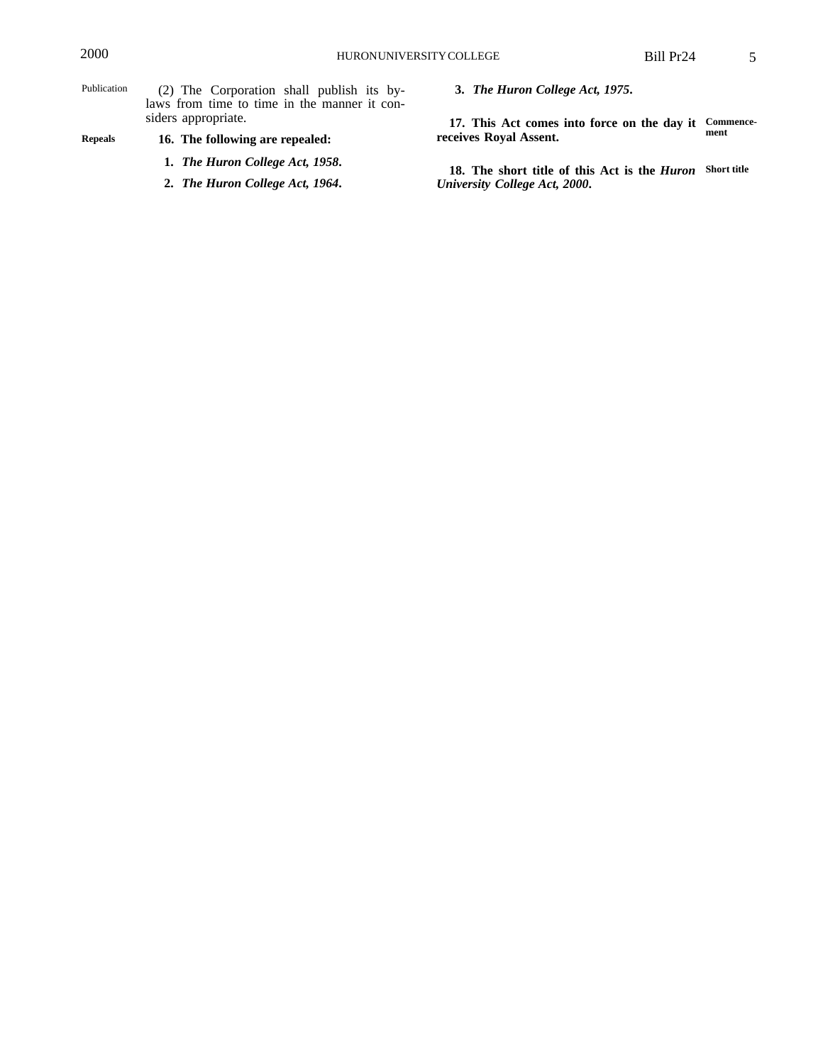Publication

(2) The Corporation shall publish its by-laws from time to time in the manner it considers appropriate.

Repeals

**16. The following are repealed:**

**1.** ***The Huron College Act, 1958*.**

**2.** ***The Huron College Act, 1964*.**

**3.** ***The Huron College Act, 1975*.**

**Commencement**

**17. This Act comes into force on the day it receives Royal Assent.**

**Short title**

**18. The short title of this Act is the *Huron University College Act, 2000*.**